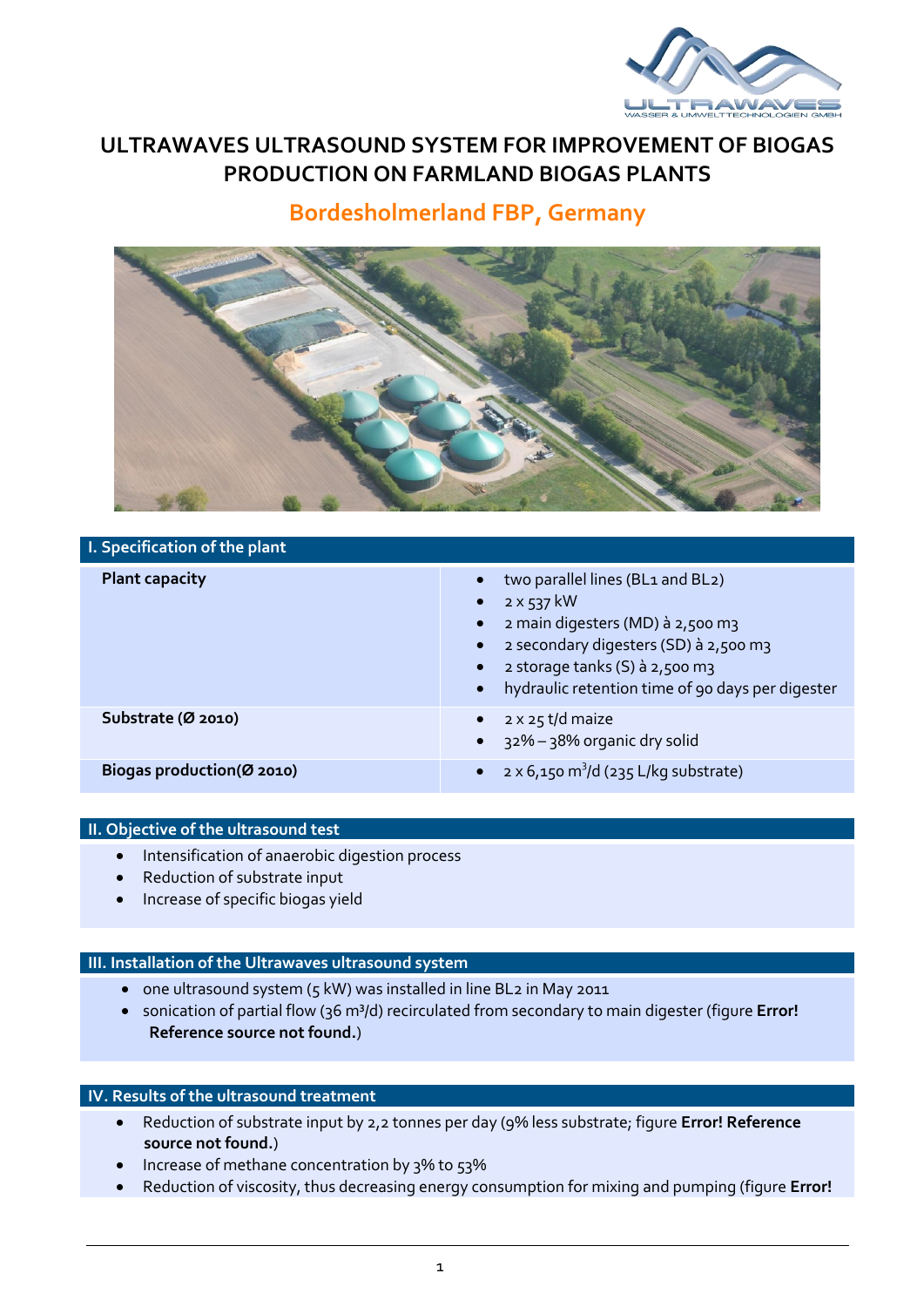# ULTRAWAVES ULTRASOUND SYSTEM FOR IMPROVEMENT OF BIOGAS PRODUCTION ON FARMLAND BIOGAS PLANTS

## Bordesholmerland FBP, Germany

| I. Specification of the plant | |
|---|---|
| **Plant capacity** | • two parallel lines (BL1 and BL2)<br>• 2 x 537 kW<br>• 2 main digesters (MD) à 2,500 m3<br>• 2 secondary digesters (SD) à 2,500 m3<br>• 2 storage tanks (S) à 2,500 m3<br>• hydraulic retention time of 90 days per digester |
| **Substrate (Ø 2010)** | • 2 x 25 t/d maize<br>• 32% – 38% organic dry solid |
| **Biogas production(Ø 2010)** | • 2 x 6,150 $m^3$/d (235 L/kg substrate) |

### II. Objective of the ultrasound test

- Intensification of anaerobic digestion process
- Reduction of substrate input
- Increase of specific biogas yield

### III. Installation of the Ultrawaves ultrasound system

- one ultrasound system (5 kW) was installed in line BL2 in May 2011
- sonication of partial flow (36 m³/d) recirculated from secondary to main digester (figure **Error! Reference source not found.**)

### IV. Results of the ultrasound treatment

- Reduction of substrate input by 2,2 tonnes per day (9% less substrate; figure **Error! Reference source not found.**)
- Increase of methane concentration by 3% to 53%
- Reduction of viscosity, thus decreasing energy consumption for mixing and pumping (figure **Error!**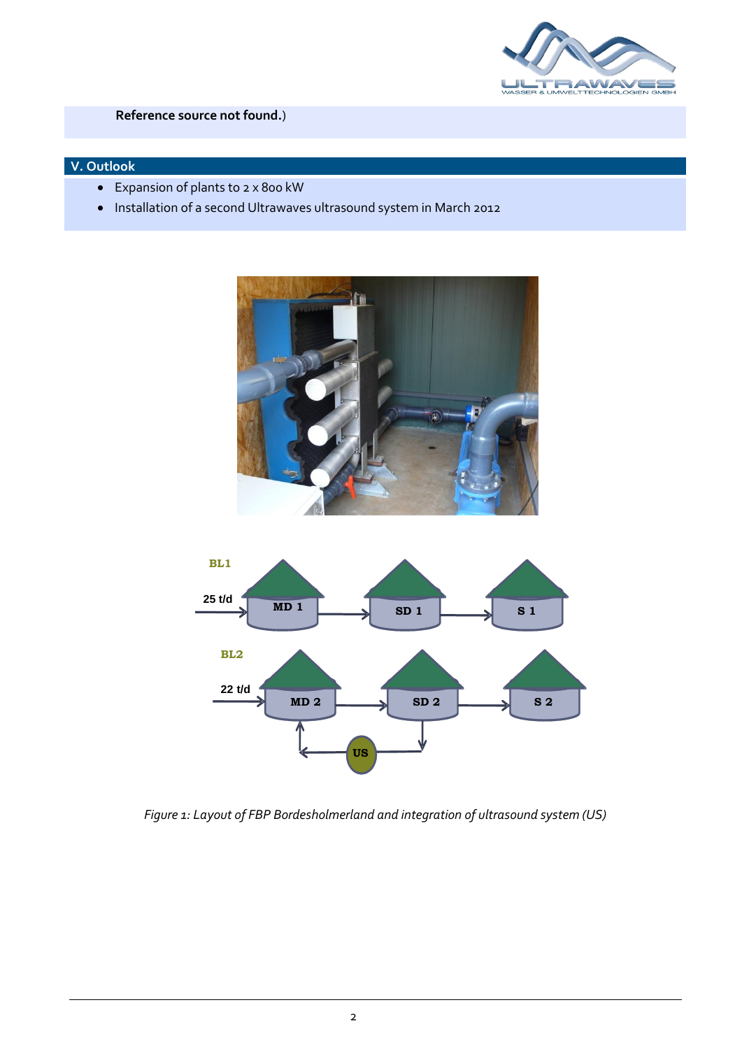**Reference source not found.**)

## V. Outlook

- Expansion of plants to 2 x 800 kW
- Installation of a second Ultrawaves ultrasound system in March 2012

*Figure 1: Layout of FBP Bordesholmerland and integration of ultrasound system (US)*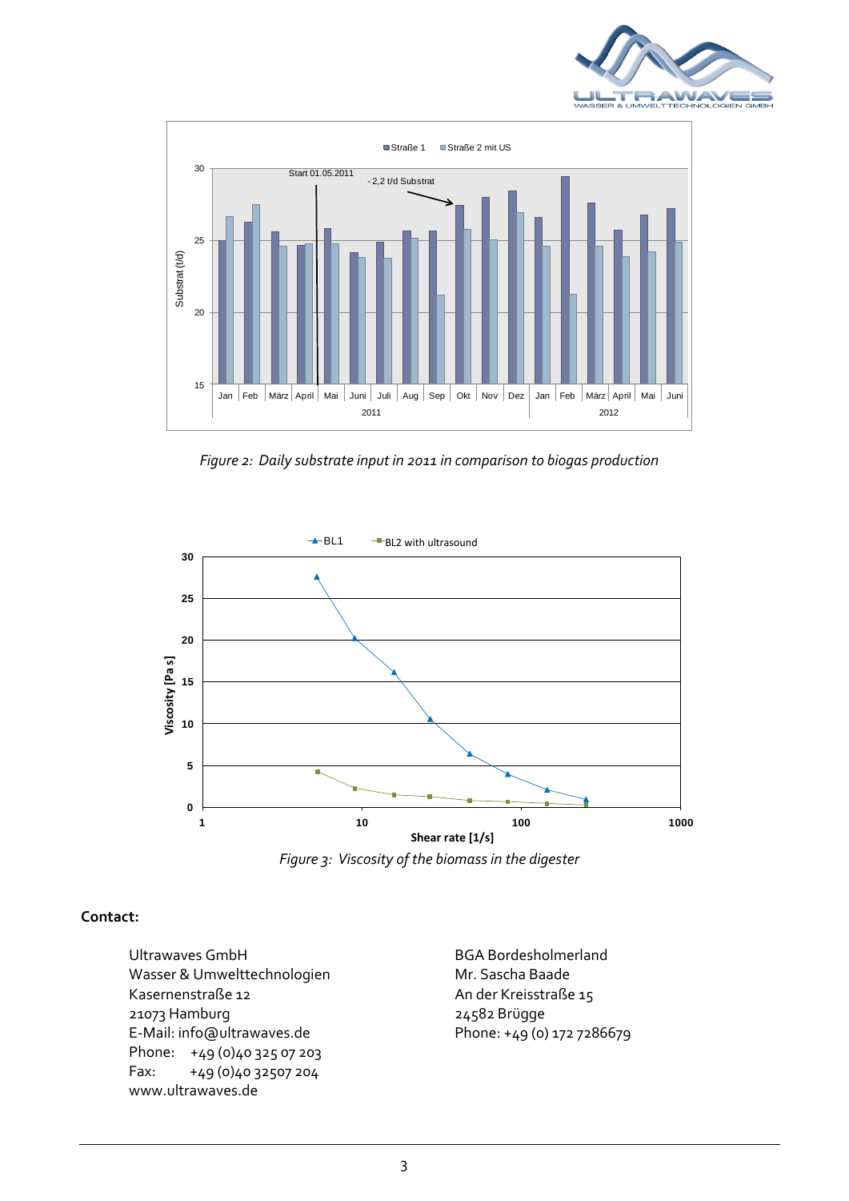Straße 1
Straße 2 mit US

Substrat (t/d)

30
25
20
15

Start 01.05.2011

- 2,2 t/d Substrat

Jan | Feb | März | April | Mai | Juni | Juli | Aug | Sep | Okt | Nov | Dez | Jan | Feb | März | April | Mai | Juni

2011

2012

*Figure 2: Daily substrate input in 2011 in comparison to biogas production*

BL1
BL2 with ultrasound

Viscosity [Pa s]

30
25
20
15
10
5
0

1
10
100
1000

Shear rate [1/s]

*Figure 3: Viscosity of the biomass in the digester*

**Contact:**

Ultrawaves GmbH
Wasser & Umwelttechnologien
Kasernenstraße 12
21073 Hamburg
E-Mail: info@ultrawaves.de
Phone: +49 (0)40 325 07 203
Fax: +49 (0)40 32507 204
www.ultrawaves.de

BGA Bordesholmerland
Mr. Sascha Baade
An der Kreisstraße 15
24582 Brügge
Phone: +49 (0) 172 7286679